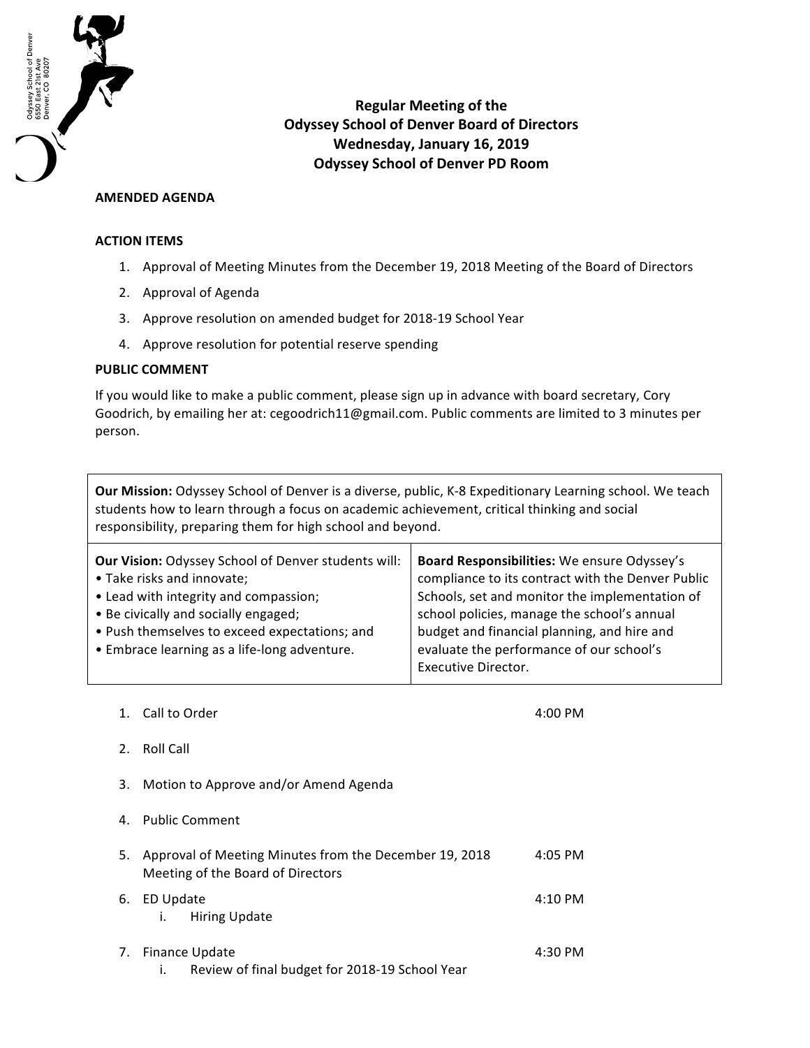Odyssey School of Denver
6550 East 21st Ave
Denver, CO 80207

# Regular Meeting of the Odyssey School of Denver Board of Directors
## Wednesday, January 16, 2019
## Odyssey School of Denver PD Room

**AMENDED AGENDA**

**ACTION ITEMS**

1. Approval of Meeting Minutes from the December 19, 2018 Meeting of the Board of Directors
2. Approval of Agenda
3. Approve resolution on amended budget for 2018-19 School Year
4. Approve resolution for potential reserve spending

**PUBLIC COMMENT**

If you would like to make a public comment, please sign up in advance with board secretary, Cory Goodrich, by emailing her at: cegoodrich11@gmail.com. Public comments are limited to 3 minutes per person.

**Our Mission:** Odyssey School of Denver is a diverse, public, K-8 Expeditionary Learning school. We teach students how to learn through a focus on academic achievement, critical thinking and social responsibility, preparing them for high school and beyond.

**Our Vision:** Odyssey School of Denver students will:
- Take risks and innovate;
- Lead with integrity and compassion;
- Be civically and socially engaged;
- Push themselves to exceed expectations; and
- Embrace learning as a life-long adventure.

**Board Responsibilities:** We ensure Odyssey's compliance to its contract with the Denver Public Schools, set and monitor the implementation of school policies, manage the school's annual budget and financial planning, and hire and evaluate the performance of our school's Executive Director.

1. Call to Order — 4:00 PM
2. Roll Call
3. Motion to Approve and/or Amend Agenda
4. Public Comment
5. Approval of Meeting Minutes from the December 19, 2018 Meeting of the Board of Directors — 4:05 PM
6. ED Update — 4:10 PM
   i. Hiring Update
7. Finance Update — 4:30 PM
   i. Review of final budget for 2018-19 School Year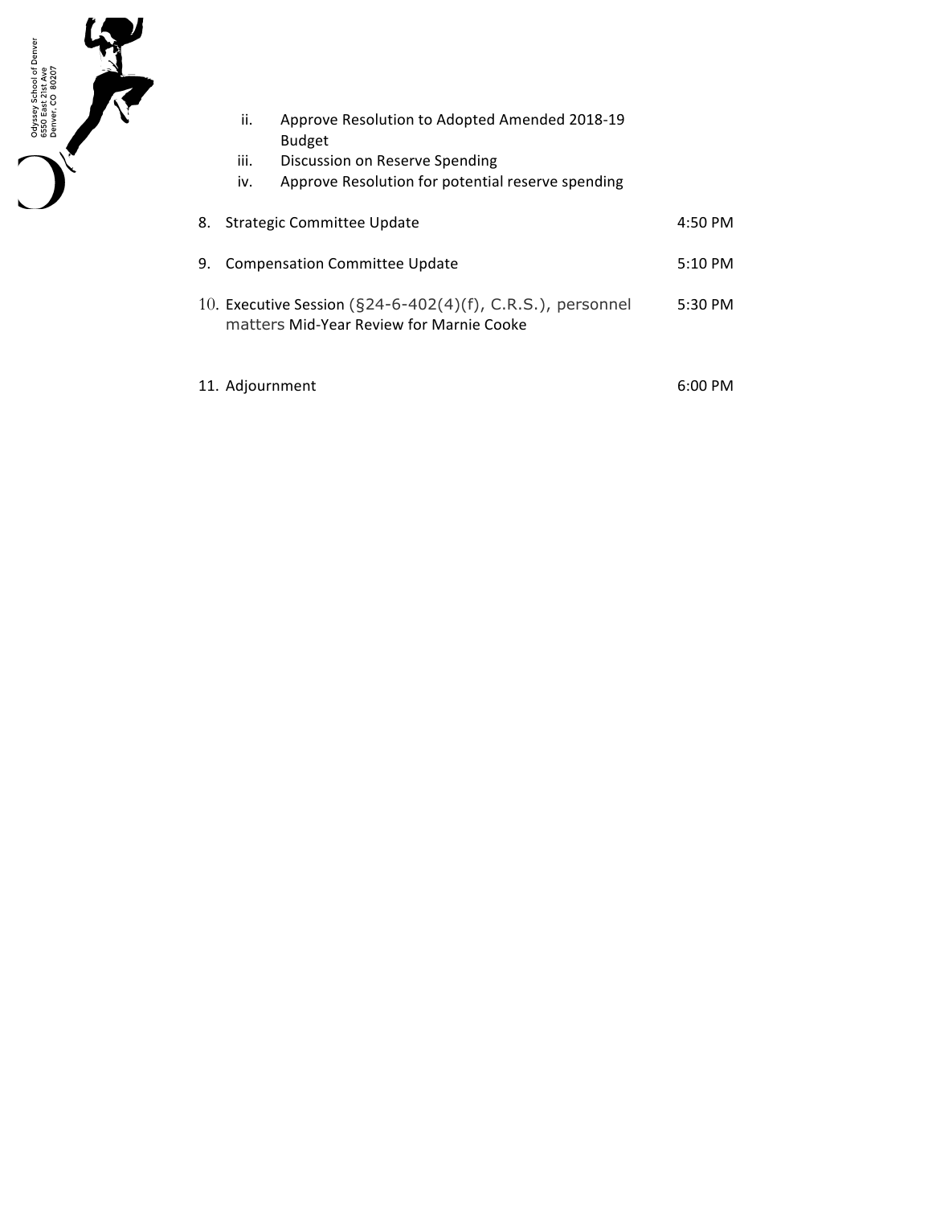ii. Approve Resolution to Adopted Amended 2018-19 Budget
iii. Discussion on Reserve Spending
iv. Approve Resolution for potential reserve spending

8. Strategic Committee Update 4:50 PM

9. Compensation Committee Update 5:10 PM

10. Executive Session (§24-6-402(4)(f), C.R.S.), personnel matters Mid-Year Review for Marnie Cooke 5:30 PM

11. Adjournment 6:00 PM